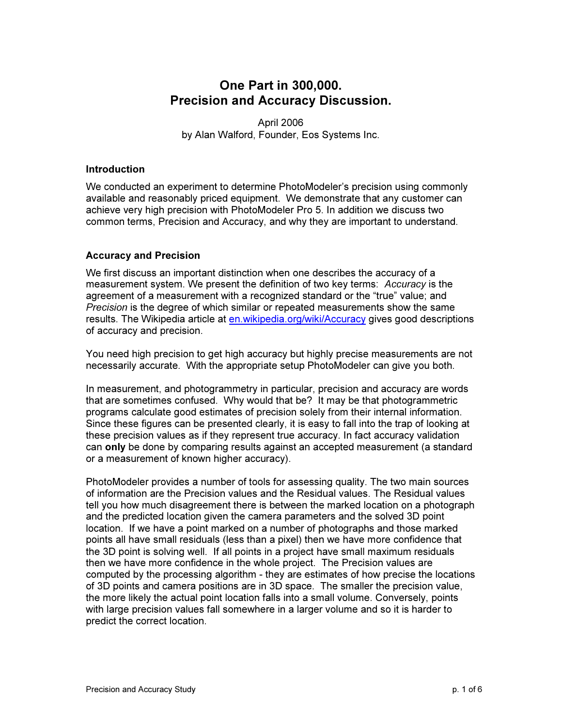# One Part in 300,000.
# Precision and Accuracy Discussion.

April 2006
by Alan Walford, Founder, Eos Systems Inc.

## Introduction

We conducted an experiment to determine PhotoModeler's precision using commonly available and reasonably priced equipment. We demonstrate that any customer can achieve very high precision with PhotoModeler Pro 5. In addition we discuss two common terms, Precision and Accuracy, and why they are important to understand.

## Accuracy and Precision

We first discuss an important distinction when one describes the accuracy of a measurement system. We present the definition of two key terms: *Accuracy* is the agreement of a measurement with a recognized standard or the "true" value; and *Precision* is the degree of which similar or repeated measurements show the same results. The Wikipedia article at [en.wikipedia.org/wiki/Accuracy](en.wikipedia.org/wiki/Accuracy) gives good descriptions of accuracy and precision.

You need high precision to get high accuracy but highly precise measurements are not necessarily accurate. With the appropriate setup PhotoModeler can give you both.

In measurement, and photogrammetry in particular, precision and accuracy are words that are sometimes confused. Why would that be? It may be that photogrammetric programs calculate good estimates of precision solely from their internal information. Since these figures can be presented clearly, it is easy to fall into the trap of looking at these precision values as if they represent true accuracy. In fact accuracy validation can **only** be done by comparing results against an accepted measurement (a standard or a measurement of known higher accuracy).

PhotoModeler provides a number of tools for assessing quality. The two main sources of information are the Precision values and the Residual values. The Residual values tell you how much disagreement there is between the marked location on a photograph and the predicted location given the camera parameters and the solved 3D point location. If we have a point marked on a number of photographs and those marked points all have small residuals (less than a pixel) then we have more confidence that the 3D point is solving well. If all points in a project have small maximum residuals then we have more confidence in the whole project. The Precision values are computed by the processing algorithm - they are estimates of how precise the locations of 3D points and camera positions are in 3D space. The smaller the precision value, the more likely the actual point location falls into a small volume. Conversely, points with large precision values fall somewhere in a larger volume and so it is harder to predict the correct location.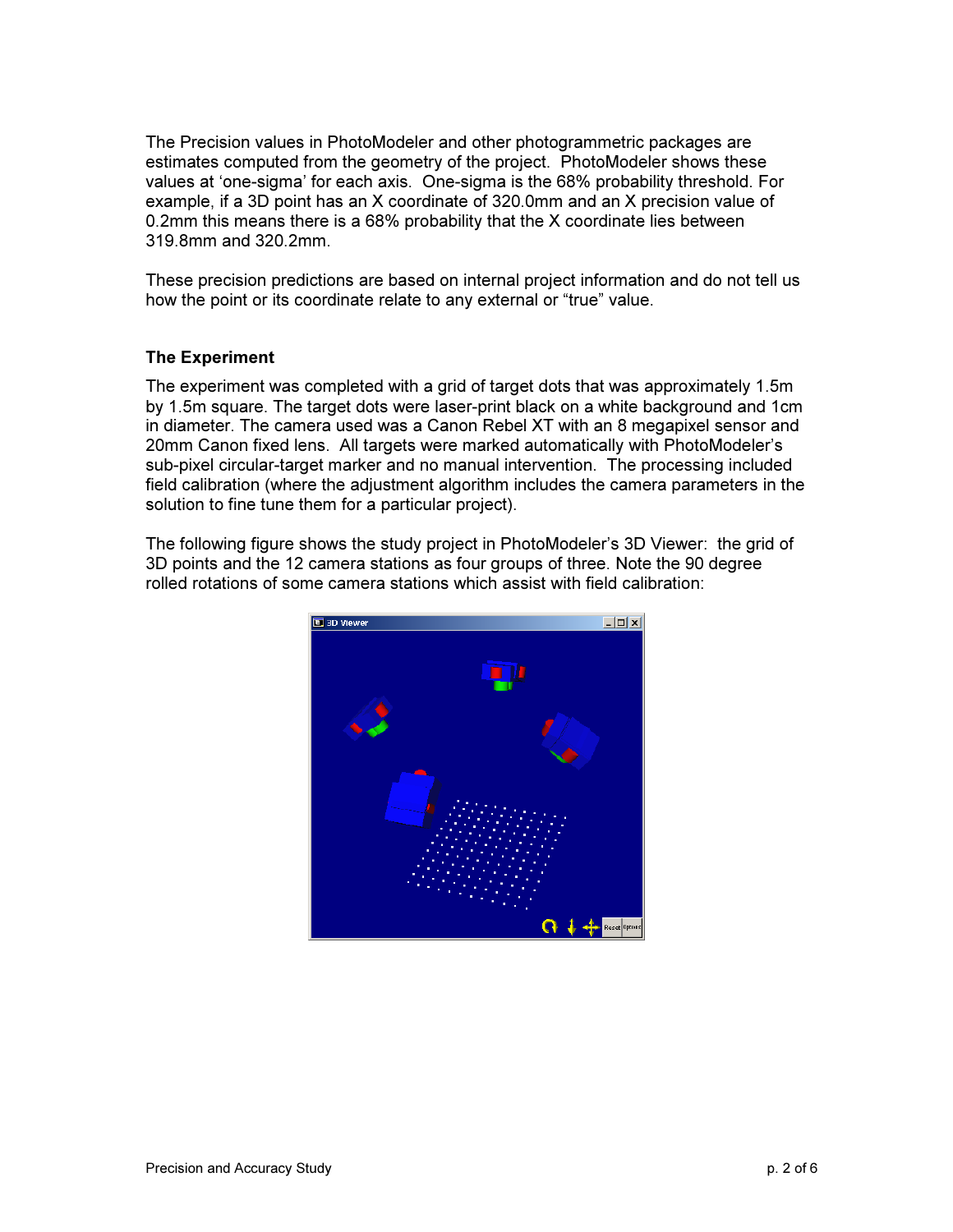The Precision values in PhotoModeler and other photogrammetric packages are estimates computed from the geometry of the project. PhotoModeler shows these values at ‘one-sigma’ for each axis. One-sigma is the 68% probability threshold. For example, if a 3D point has an X coordinate of 320.0mm and an X precision value of 0.2mm this means there is a 68% probability that the X coordinate lies between 319.8mm and 320.2mm.

These precision predictions are based on internal project information and do not tell us how the point or its coordinate relate to any external or “true” value.

### The Experiment

The experiment was completed with a grid of target dots that was approximately 1.5m by 1.5m square. The target dots were laser-print black on a white background and 1cm in diameter. The camera used was a Canon Rebel XT with an 8 megapixel sensor and 20mm Canon fixed lens. All targets were marked automatically with PhotoModeler’s sub-pixel circular-target marker and no manual intervention. The processing included field calibration (where the adjustment algorithm includes the camera parameters in the solution to fine tune them for a particular project).

The following figure shows the study project in PhotoModeler’s 3D Viewer: the grid of 3D points and the 12 camera stations as four groups of three. Note the 90 degree rolled rotations of some camera stations which assist with field calibration: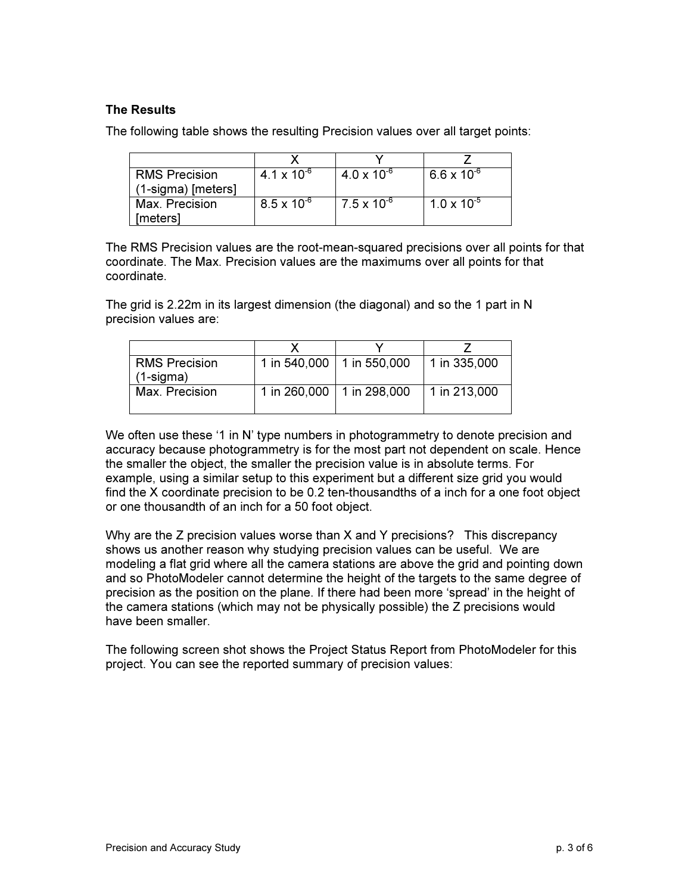**The Results**

The following table shows the resulting Precision values over all target points:

| | X | Y | Z |
|---|---|---|---|
| RMS Precision (1-sigma) [meters] | $4.1 \times 10^{-6}$ | $4.0 \times 10^{-6}$ | $6.6 \times 10^{-6}$ |
| Max. Precision [meters] | $8.5 \times 10^{-6}$ | $7.5 \times 10^{-6}$ | $1.0 \times 10^{-5}$ |

The RMS Precision values are the root-mean-squared precisions over all points for that coordinate. The Max. Precision values are the maximums over all points for that coordinate.

The grid is 2.22m in its largest dimension (the diagonal) and so the 1 part in N precision values are:

| | X | Y | Z |
|---|---|---|---|
| RMS Precision (1-sigma) | 1 in 540,000 | 1 in 550,000 | 1 in 335,000 |
| Max. Precision | 1 in 260,000 | 1 in 298,000 | 1 in 213,000 |

We often use these '1 in N' type numbers in photogrammetry to denote precision and accuracy because photogrammetry is for the most part not dependent on scale. Hence the smaller the object, the smaller the precision value is in absolute terms. For example, using a similar setup to this experiment but a different size grid you would find the X coordinate precision to be 0.2 ten-thousandths of a inch for a one foot object or one thousandth of an inch for a 50 foot object.

Why are the Z precision values worse than X and Y precisions? This discrepancy shows us another reason why studying precision values can be useful. We are modeling a flat grid where all the camera stations are above the grid and pointing down and so PhotoModeler cannot determine the height of the targets to the same degree of precision as the position on the plane. If there had been more 'spread' in the height of the camera stations (which may not be physically possible) the Z precisions would have been smaller.

The following screen shot shows the Project Status Report from PhotoModeler for this project. You can see the reported summary of precision values: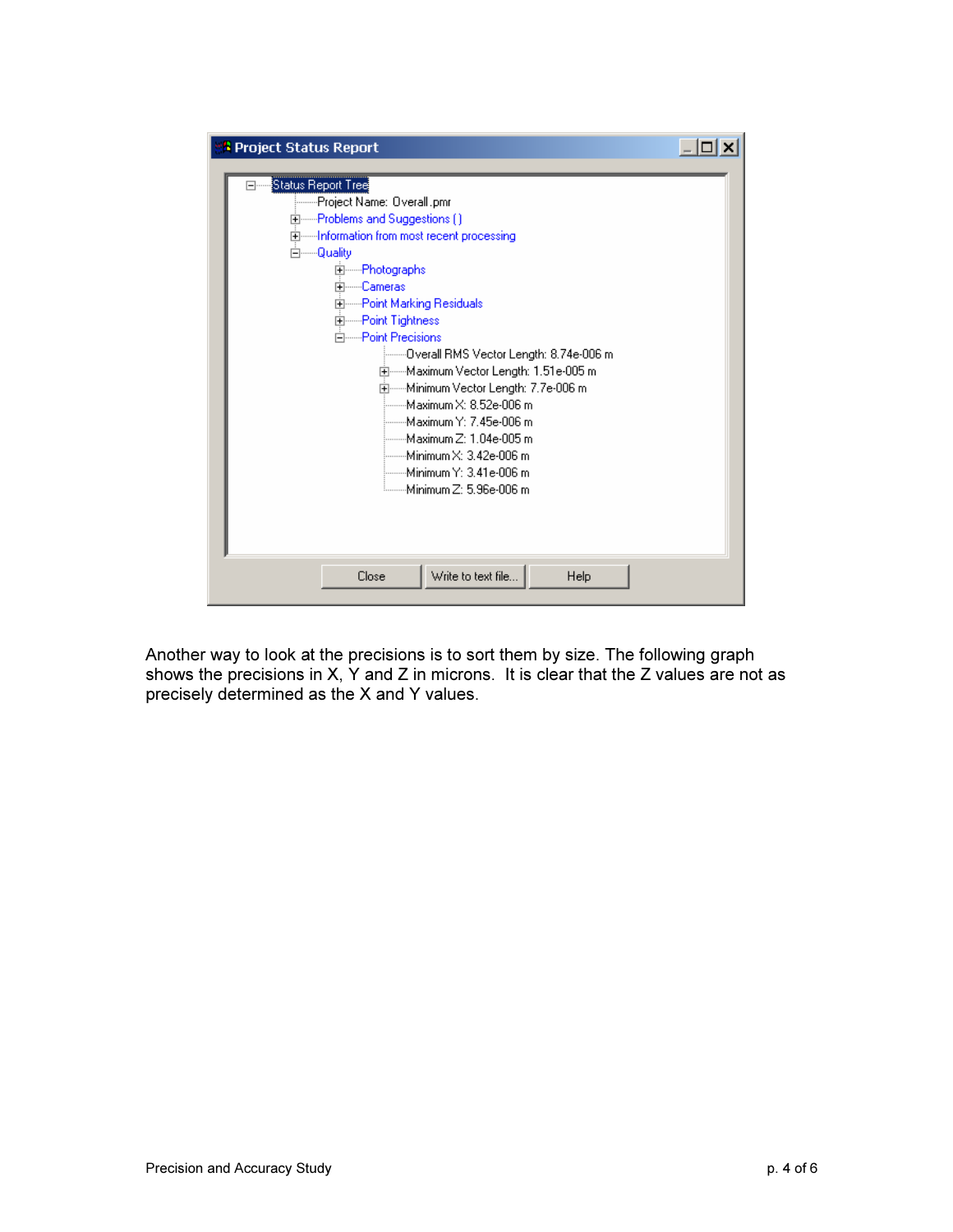**Project Status Report**

- Status Report Tree
  - Project Name: Overall.pmr
  - Problems and Suggestions ( )
  - Information from most recent processing
  - Quality
    - Photographs
    - Cameras
    - Point Marking Residuals
    - Point Tightness
    - Point Precisions
      - Overall RMS Vector Length: 8.74e-006 m
      - Maximum Vector Length: 1.51e-005 m
      - Minimum Vector Length: 7.7e-006 m
      - Maximum X: 8.52e-006 m
      - Maximum Y: 7.45e-006 m
      - Maximum Z: 1.04e-005 m
      - Minimum X: 3.42e-006 m
      - Minimum Y: 3.41e-006 m
      - Minimum Z: 5.96e-006 m

Close | Write to text file... | Help

Another way to look at the precisions is to sort them by size. The following graph shows the precisions in X, Y and Z in microns. It is clear that the Z values are not as precisely determined as the X and Y values.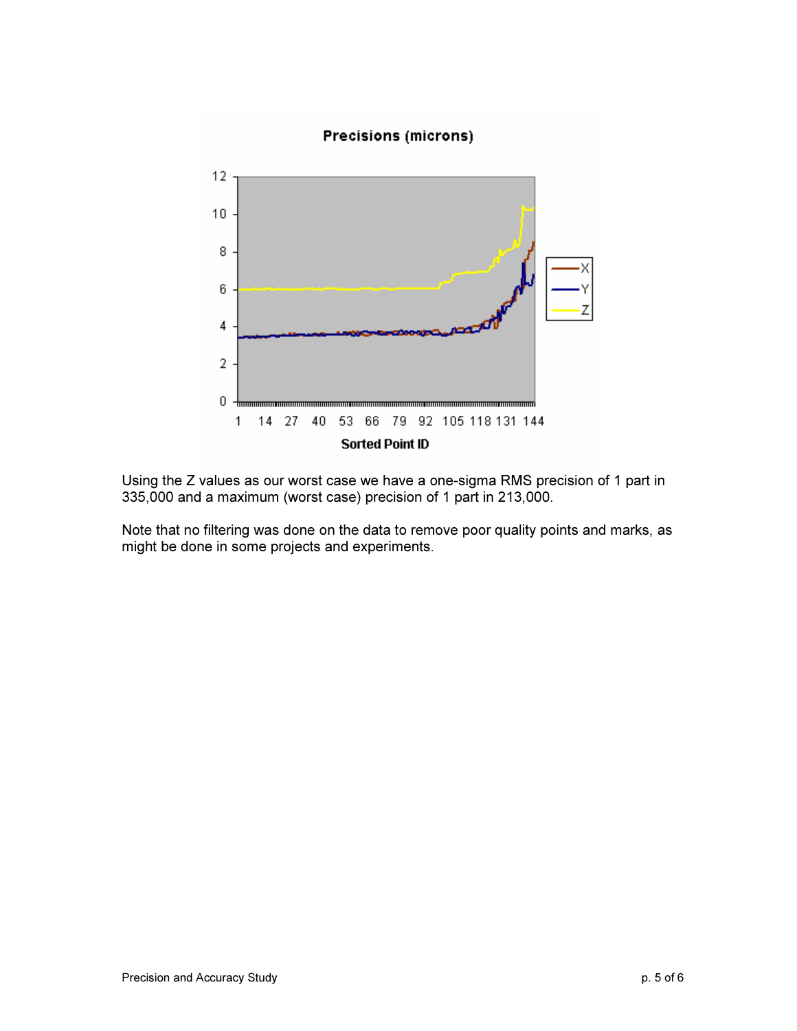Using the Z values as our worst case we have a one-sigma RMS precision of 1 part in 335,000 and a maximum (worst case) precision of 1 part in 213,000.

Note that no filtering was done on the data to remove poor quality points and marks, as might be done in some projects and experiments.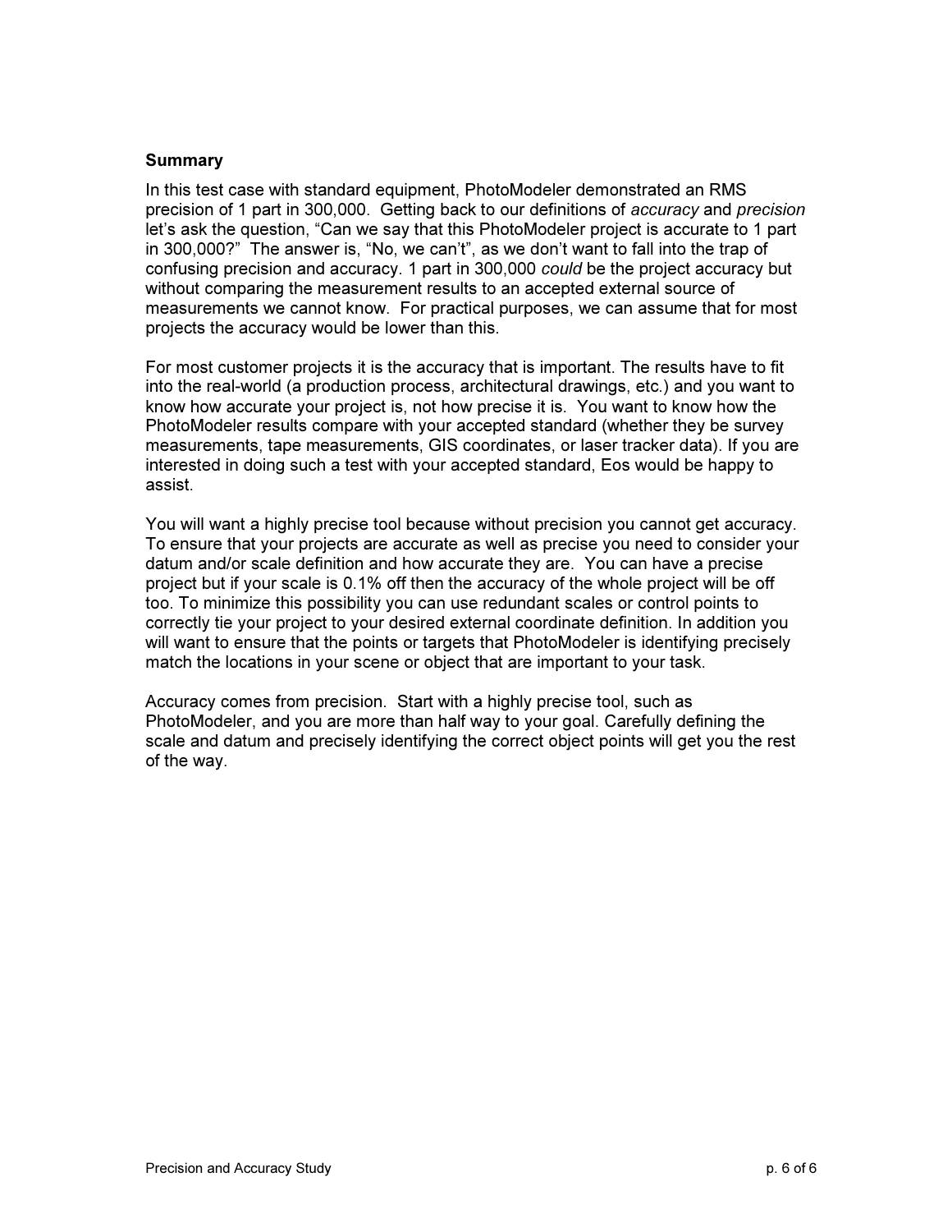## Summary

In this test case with standard equipment, PhotoModeler demonstrated an RMS precision of 1 part in 300,000. Getting back to our definitions of *accuracy* and *precision* let's ask the question, "Can we say that this PhotoModeler project is accurate to 1 part in 300,000?" The answer is, "No, we can't", as we don't want to fall into the trap of confusing precision and accuracy. 1 part in 300,000 *could* be the project accuracy but without comparing the measurement results to an accepted external source of measurements we cannot know. For practical purposes, we can assume that for most projects the accuracy would be lower than this.

For most customer projects it is the accuracy that is important. The results have to fit into the real-world (a production process, architectural drawings, etc.) and you want to know how accurate your project is, not how precise it is. You want to know how the PhotoModeler results compare with your accepted standard (whether they be survey measurements, tape measurements, GIS coordinates, or laser tracker data). If you are interested in doing such a test with your accepted standard, Eos would be happy to assist.

You will want a highly precise tool because without precision you cannot get accuracy. To ensure that your projects are accurate as well as precise you need to consider your datum and/or scale definition and how accurate they are. You can have a precise project but if your scale is 0.1% off then the accuracy of the whole project will be off too. To minimize this possibility you can use redundant scales or control points to correctly tie your project to your desired external coordinate definition. In addition you will want to ensure that the points or targets that PhotoModeler is identifying precisely match the locations in your scene or object that are important to your task.

Accuracy comes from precision. Start with a highly precise tool, such as PhotoModeler, and you are more than half way to your goal. Carefully defining the scale and datum and precisely identifying the correct object points will get you the rest of the way.